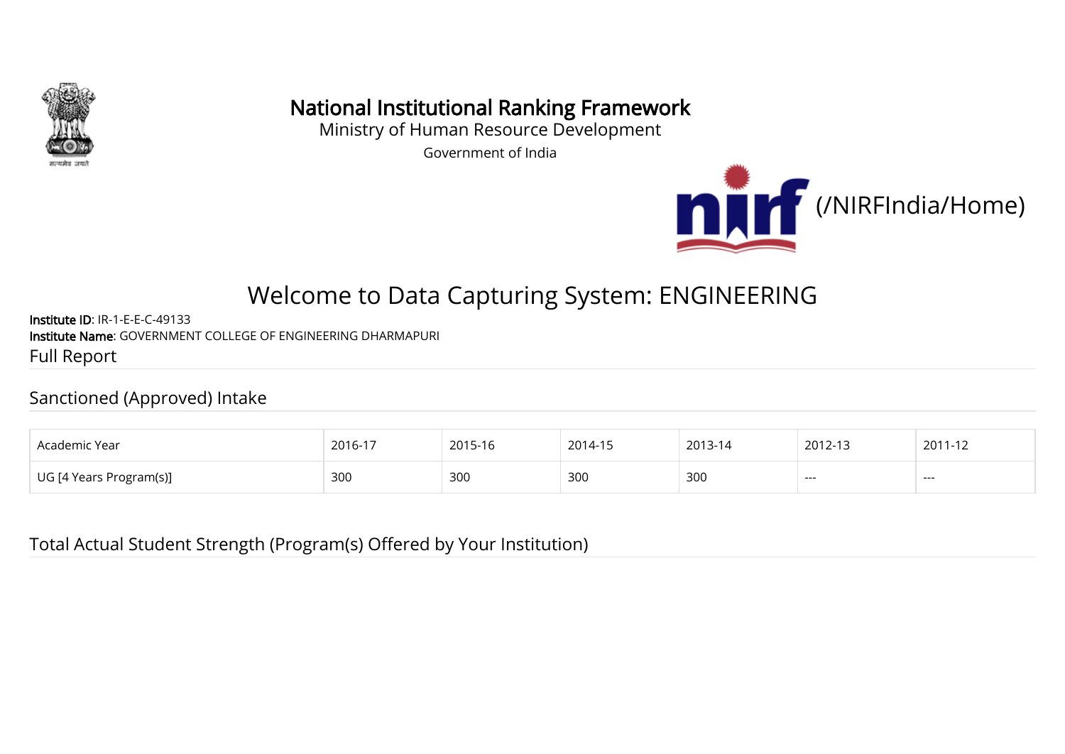# National Institutional Ranking Framework

Ministry of Human Resource Development

Government of India

(/NIRFIndia/Home)

## Welcome to Data Capturing System: ENGINEERING

**Institute ID**: IR-1-E-E-C-49133
**Institute Name**: GOVERNMENT COLLEGE OF ENGINEERING DHARMAPURI

Full Report

### Sanctioned (Approved) Intake

| Academic Year | 2016-17 | 2015-16 | 2014-15 | 2013-14 | 2012-13 | 2011-12 |
|---|---|---|---|---|---|---|
| UG [4 Years Program(s)] | 300 | 300 | 300 | 300 | --- | --- |

### Total Actual Student Strength (Program(s) Offered by Your Institution)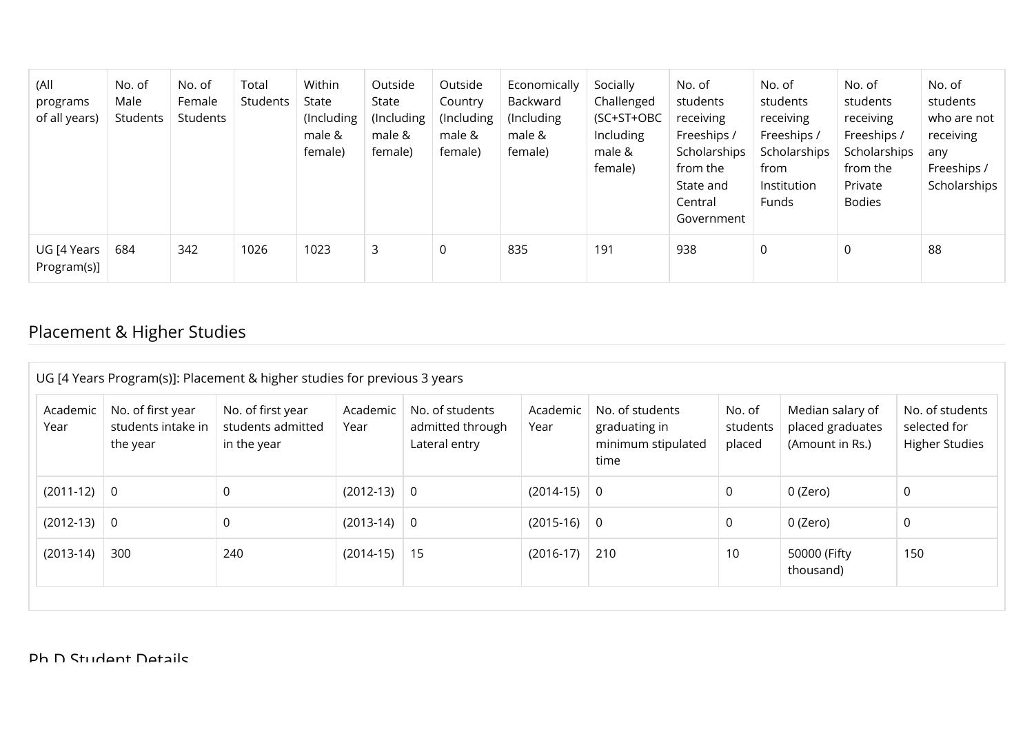| (All programs of all years) | No. of Male Students | No. of Female Students | Total Students | Within State (Including male & female) | Outside State (Including male & female) | Outside Country (Including male & female) | Economically Backward (Including male & female) | Socially Challenged (SC+ST+OBC Including male & female) | No. of students receiving Freeships / Scholarships from the State and Central Government | No. of students receiving Freeships / Scholarships from Institution Funds | No. of students receiving Freeships / Scholarships from the Private Bodies | No. of students who are not receiving any Freeships / Scholarships |
|---|---|---|---|---|---|---|---|---|---|---|---|---|
| UG [4 Years Program(s)] | 684 | 342 | 1026 | 1023 | 3 | 0 | 835 | 191 | 938 | 0 | 0 | 88 |

## Placement & Higher Studies

UG [4 Years Program(s)]: Placement & higher studies for previous 3 years

| Academic Year | No. of first year students intake in the year | No. of first year students admitted in the year | Academic Year | No. of students admitted through Lateral entry | Academic Year | No. of students graduating in minimum stipulated time | No. of students placed | Median salary of placed graduates (Amount in Rs.) | No. of students selected for Higher Studies |
|---|---|---|---|---|---|---|---|---|---|
| (2011-12) | 0 | 0 | (2012-13) | 0 | (2014-15) | 0 | 0 | 0 (Zero) | 0 |
| (2012-13) | 0 | 0 | (2013-14) | 0 | (2015-16) | 0 | 0 | 0 (Zero) | 0 |
| (2013-14) | 300 | 240 | (2014-15) | 15 | (2016-17) | 210 | 10 | 50000 (Fifty thousand) | 150 |

## Ph.D Student Details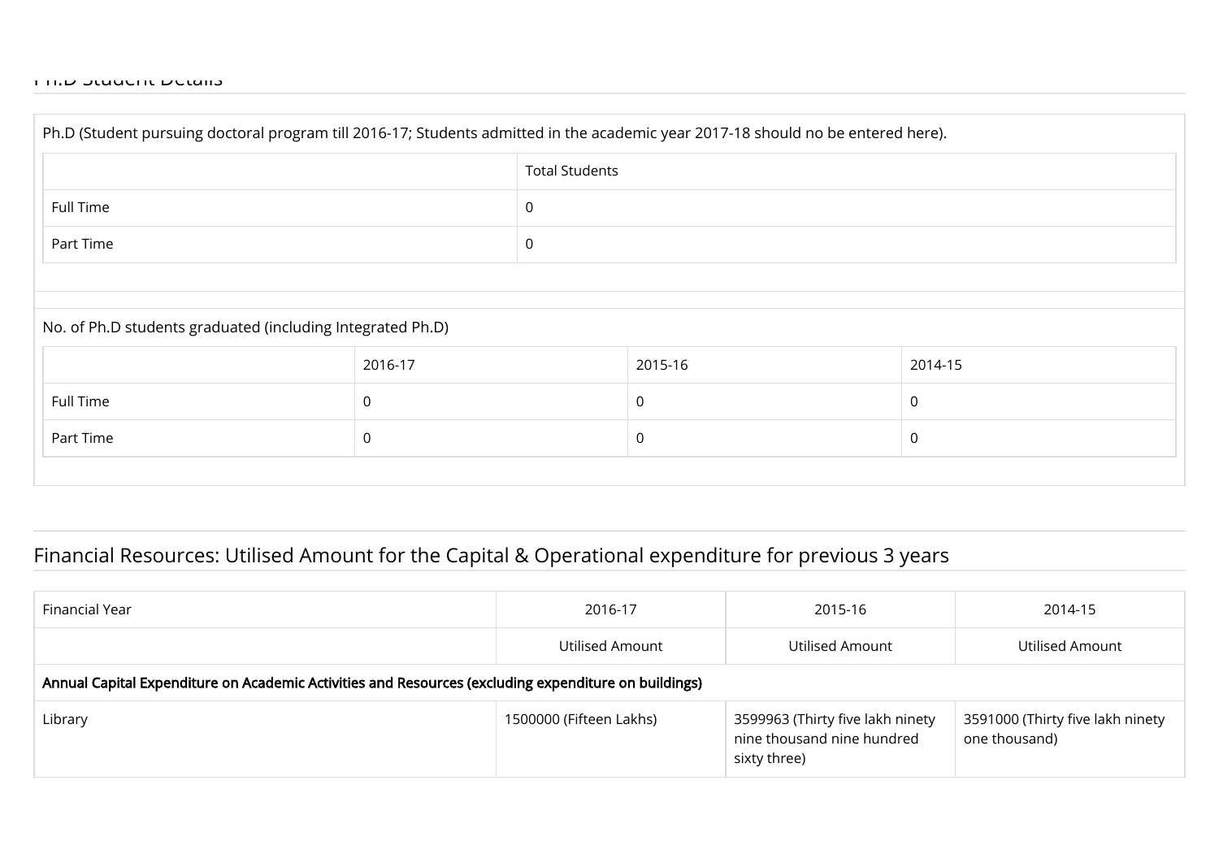## Ph.D Student Details

Ph.D (Student pursuing doctoral program till 2016-17; Students admitted in the academic year 2017-18 should no be entered here).

| | Total Students |
|---|---|
| Full Time | 0 |
| Part Time | 0 |

No. of Ph.D students graduated (including Integrated Ph.D)

| | 2016-17 | 2015-16 | 2014-15 |
|---|---|---|---|
| Full Time | 0 | 0 | 0 |
| Part Time | 0 | 0 | 0 |

## Financial Resources: Utilised Amount for the Capital & Operational expenditure for previous 3 years

| Financial Year | 2016-17 | 2015-16 | 2014-15 |
|---|---|---|---|
| | Utilised Amount | Utilised Amount | Utilised Amount |
| **Annual Capital Expenditure on Academic Activities and Resources (excluding expenditure on buildings)** | | | |
| Library | 1500000 (Fifteen Lakhs) | 3599963 (Thirty five lakh ninety nine thousand nine hundred sixty three) | 3591000 (Thirty five lakh ninety one thousand) |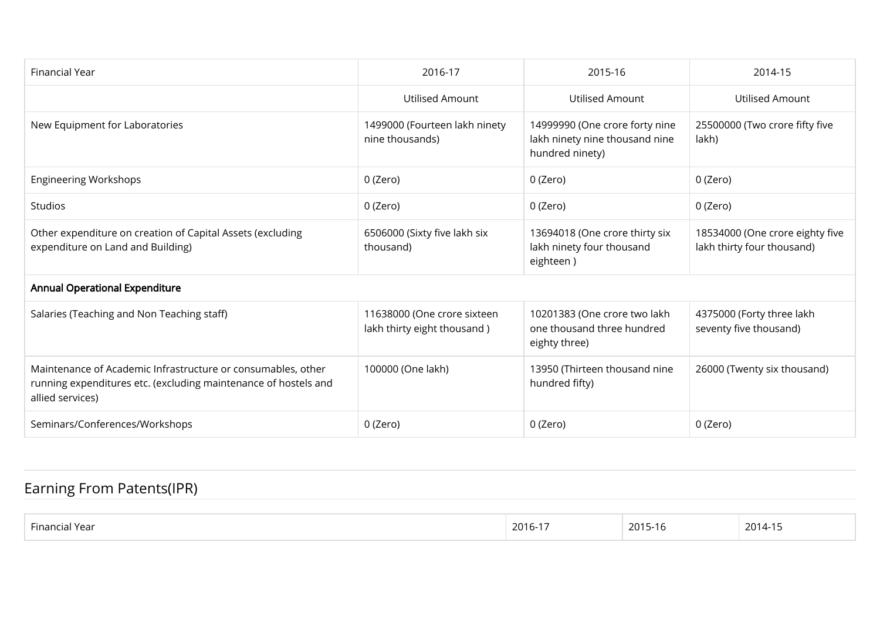| Financial Year | 2016-17 | 2015-16 | 2014-15 |
| --- | --- | --- | --- |
| | Utilised Amount | Utilised Amount | Utilised Amount |
| New Equipment for Laboratories | 1499000 (Fourteen lakh ninety nine thousands) | 14999990 (One crore forty nine lakh ninety nine thousand nine hundred ninety) | 25500000 (Two crore fifty five lakh) |
| Engineering Workshops | 0 (Zero) | 0 (Zero) | 0 (Zero) |
| Studios | 0 (Zero) | 0 (Zero) | 0 (Zero) |
| Other expenditure on creation of Capital Assets (excluding expenditure on Land and Building) | 6506000 (Sixty five lakh six thousand) | 13694018 (One crore thirty six lakh ninety four thousand eighteen ) | 18534000 (One crore eighty five lakh thirty four thousand) |
| **Annual Operational Expenditure** | | | |
| Salaries (Teaching and Non Teaching staff) | 11638000 (One crore sixteen lakh thirty eight thousand ) | 10201383 (One crore two lakh one thousand three hundred eighty three) | 4375000 (Forty three lakh seventy five thousand) |
| Maintenance of Academic Infrastructure or consumables, other running expenditures etc. (excluding maintenance of hostels and allied services) | 100000 (One lakh) | 13950 (Thirteen thousand nine hundred fifty) | 26000 (Twenty six thousand) |
| Seminars/Conferences/Workshops | 0 (Zero) | 0 (Zero) | 0 (Zero) |

## Earning From Patents(IPR)

| Financial Year | 2016-17 | 2015-16 | 2014-15 |
| --- | --- | --- | --- |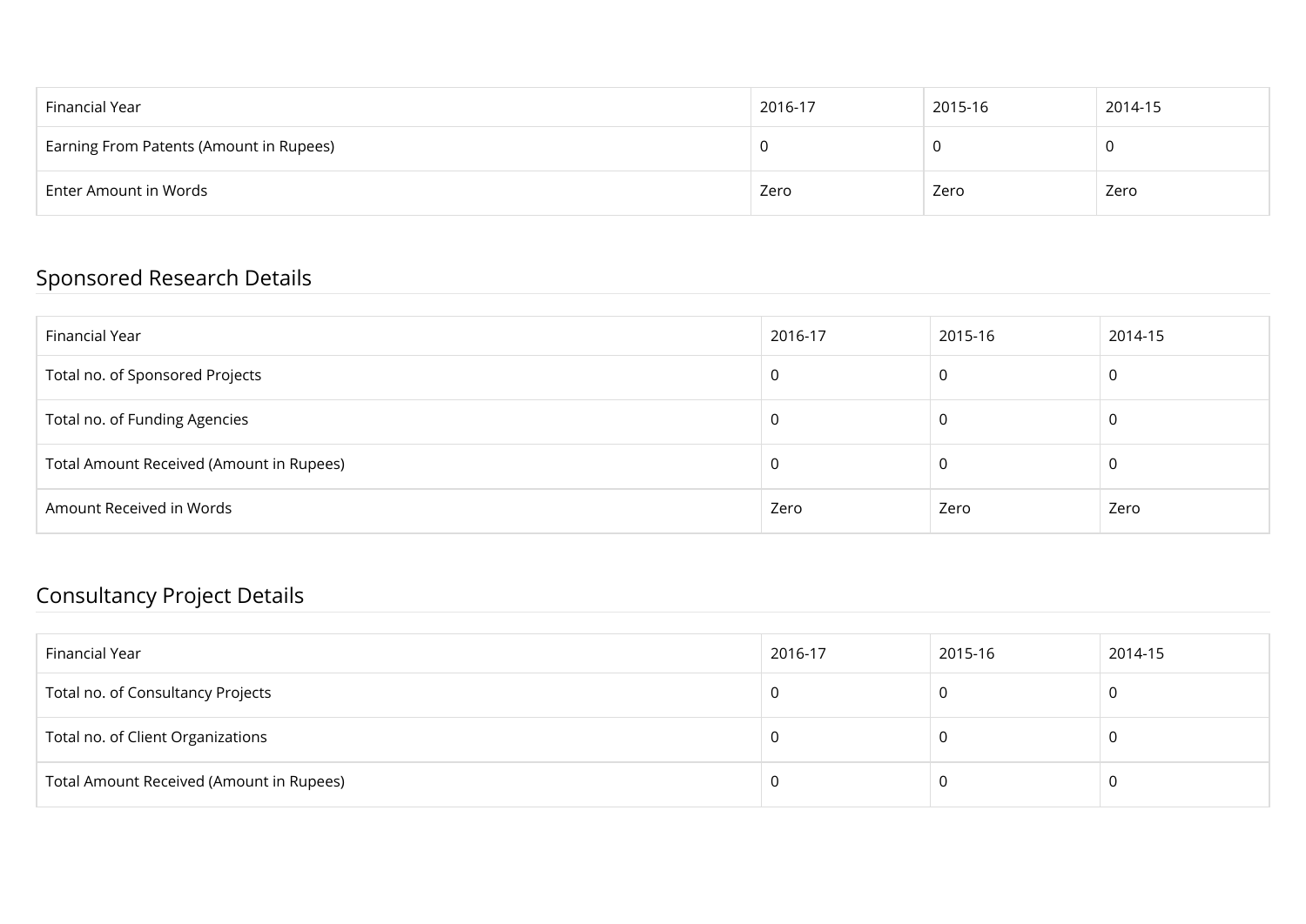| Financial Year | 2016-17 | 2015-16 | 2014-15 |
| --- | --- | --- | --- |
| Earning From Patents (Amount in Rupees) | 0 | 0 | 0 |
| Enter Amount in Words | Zero | Zero | Zero |

## Sponsored Research Details

| Financial Year | 2016-17 | 2015-16 | 2014-15 |
| --- | --- | --- | --- |
| Total no. of Sponsored Projects | 0 | 0 | 0 |
| Total no. of Funding Agencies | 0 | 0 | 0 |
| Total Amount Received (Amount in Rupees) | 0 | 0 | 0 |
| Amount Received in Words | Zero | Zero | Zero |

## Consultancy Project Details

| Financial Year | 2016-17 | 2015-16 | 2014-15 |
| --- | --- | --- | --- |
| Total no. of Consultancy Projects | 0 | 0 | 0 |
| Total no. of Client Organizations | 0 | 0 | 0 |
| Total Amount Received (Amount in Rupees) | 0 | 0 | 0 |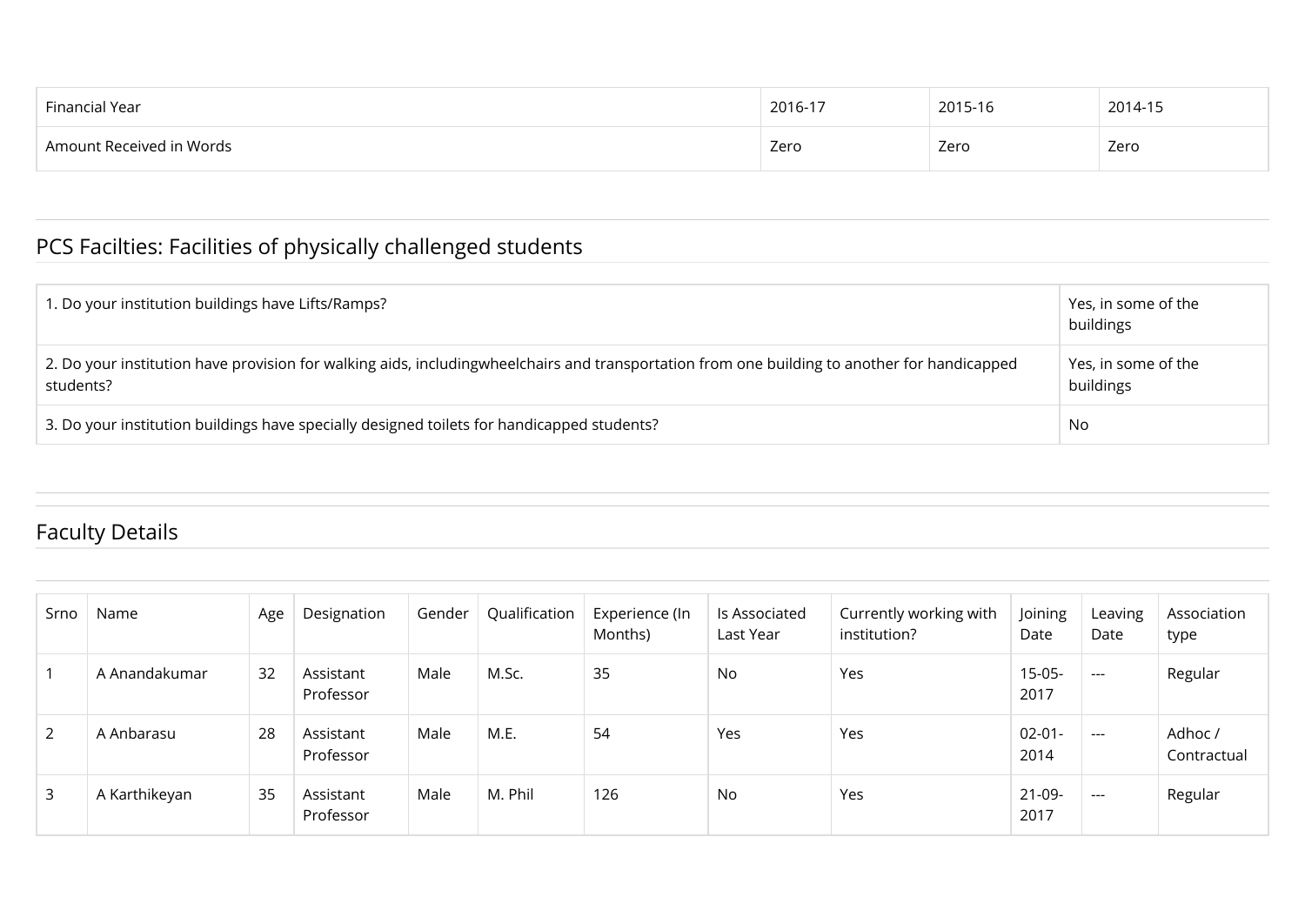| Financial Year | 2016-17 | 2015-16 | 2014-15 |
| --- | --- | --- | --- |
| Amount Received in Words | Zero | Zero | Zero |

## PCS Facilties: Facilities of physically challenged students

| | |
| --- | --- |
| 1. Do your institution buildings have Lifts/Ramps? | Yes, in some of the buildings |
| 2. Do your institution have provision for walking aids, includingwheelchairs and transportation from one building to another for handicapped students? | Yes, in some of the buildings |
| 3. Do your institution buildings have specially designed toilets for handicapped students? | No |

## Faculty Details

| Srno | Name | Age | Designation | Gender | Qualification | Experience (In Months) | Is Associated Last Year | Currently working with institution? | Joining Date | Leaving Date | Association type |
| --- | --- | --- | --- | --- | --- | --- | --- | --- | --- | --- | --- |
| 1 | A Anandakumar | 32 | Assistant Professor | Male | M.Sc. | 35 | No | Yes | 15-05-2017 | --- | Regular |
| 2 | A Anbarasu | 28 | Assistant Professor | Male | M.E. | 54 | Yes | Yes | 02-01-2014 | --- | Adhoc / Contractual |
| 3 | A Karthikeyan | 35 | Assistant Professor | Male | M. Phil | 126 | No | Yes | 21-09-2017 | --- | Regular |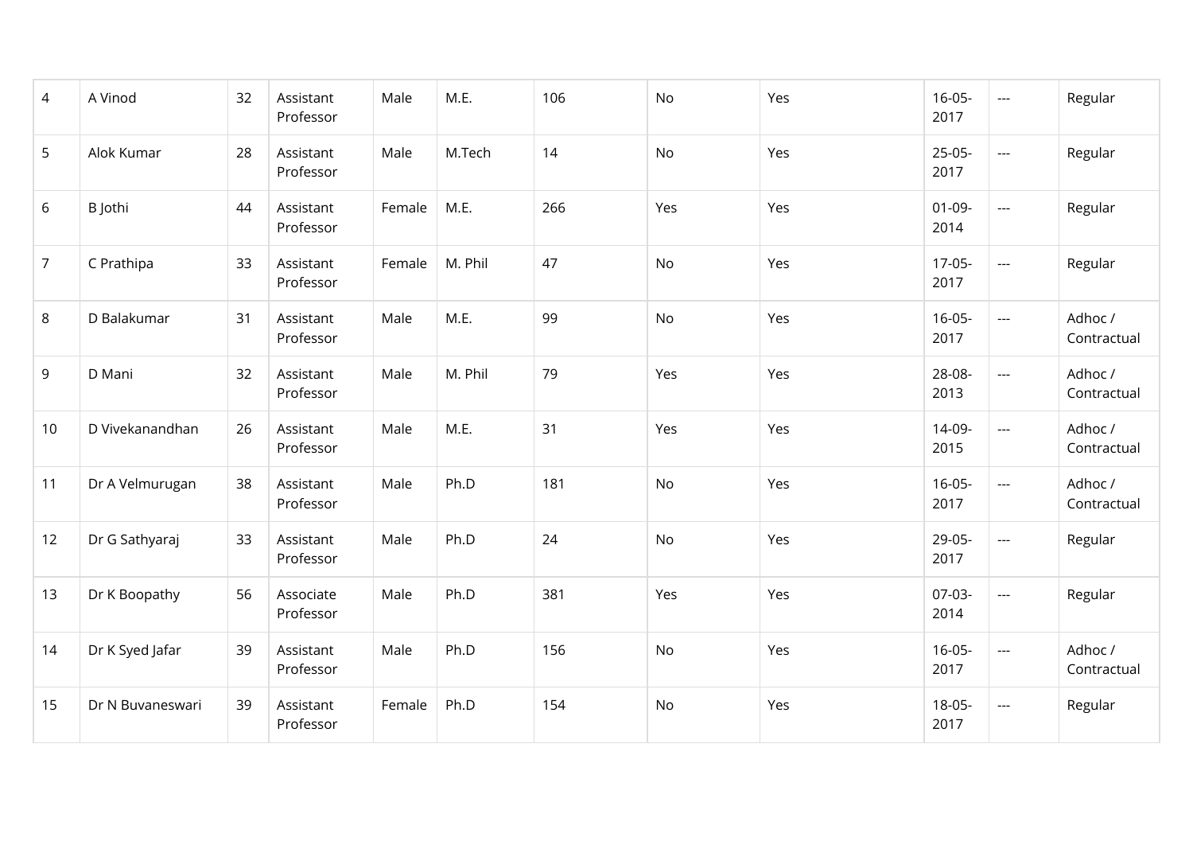| | | | | | | | | | | | |
|---|---|---|---|---|---|---|---|---|---|---|---|
| 4 | A Vinod | 32 | Assistant Professor | Male | M.E. | 106 | No | Yes | 16-05-2017 | --- | Regular |
| 5 | Alok Kumar | 28 | Assistant Professor | Male | M.Tech | 14 | No | Yes | 25-05-2017 | --- | Regular |
| 6 | B Jothi | 44 | Assistant Professor | Female | M.E. | 266 | Yes | Yes | 01-09-2014 | --- | Regular |
| 7 | C Prathipa | 33 | Assistant Professor | Female | M. Phil | 47 | No | Yes | 17-05-2017 | --- | Regular |
| 8 | D Balakumar | 31 | Assistant Professor | Male | M.E. | 99 | No | Yes | 16-05-2017 | --- | Adhoc / Contractual |
| 9 | D Mani | 32 | Assistant Professor | Male | M. Phil | 79 | Yes | Yes | 28-08-2013 | --- | Adhoc / Contractual |
| 10 | D Vivekanandhan | 26 | Assistant Professor | Male | M.E. | 31 | Yes | Yes | 14-09-2015 | --- | Adhoc / Contractual |
| 11 | Dr A Velmurugan | 38 | Assistant Professor | Male | Ph.D | 181 | No | Yes | 16-05-2017 | --- | Adhoc / Contractual |
| 12 | Dr G Sathyaraj | 33 | Assistant Professor | Male | Ph.D | 24 | No | Yes | 29-05-2017 | --- | Regular |
| 13 | Dr K Boopathy | 56 | Associate Professor | Male | Ph.D | 381 | Yes | Yes | 07-03-2014 | --- | Regular |
| 14 | Dr K Syed Jafar | 39 | Assistant Professor | Male | Ph.D | 156 | No | Yes | 16-05-2017 | --- | Adhoc / Contractual |
| 15 | Dr N Buvaneswari | 39 | Assistant Professor | Female | Ph.D | 154 | No | Yes | 18-05-2017 | --- | Regular |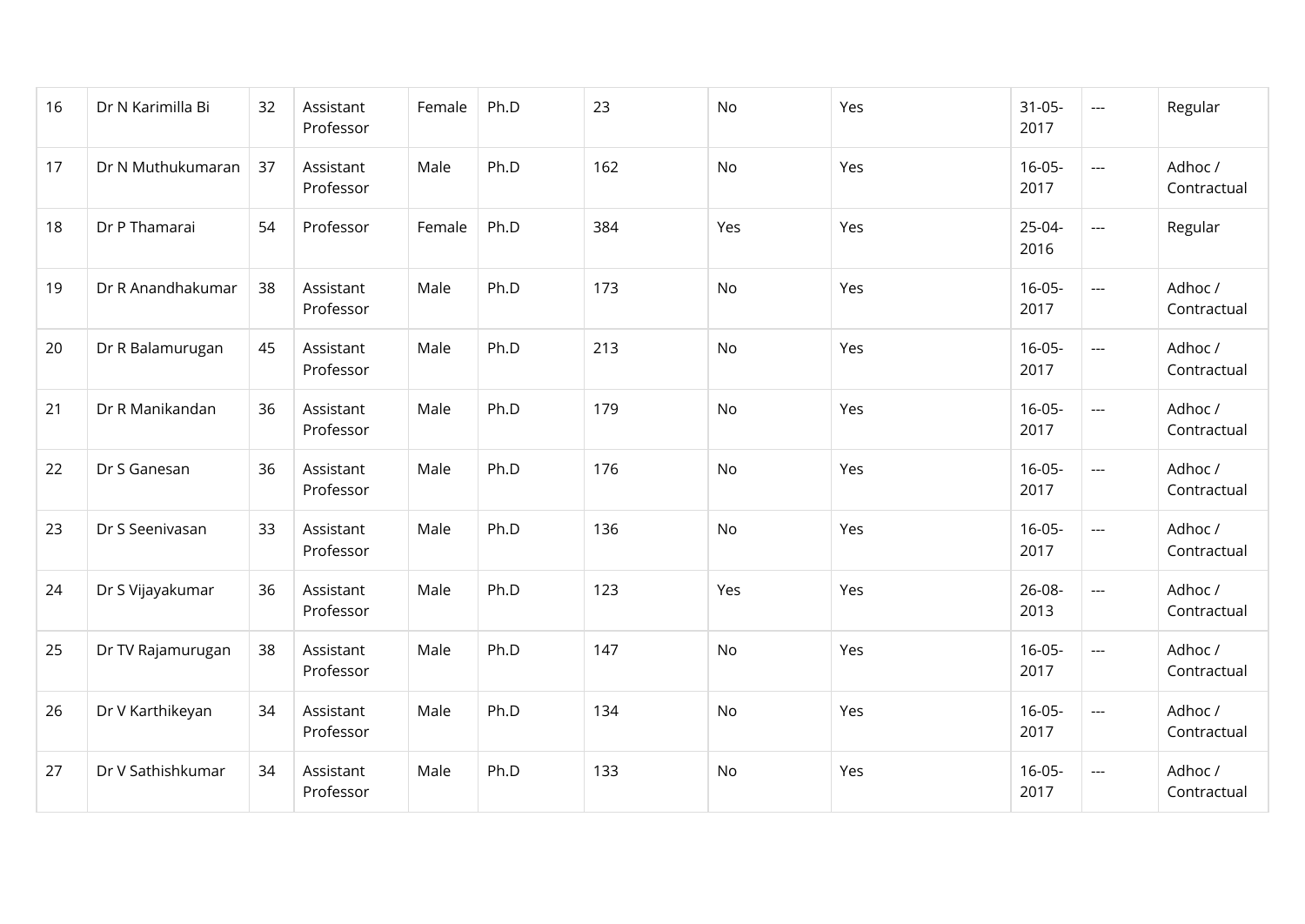| | | | | | | | | | | | |
|---|---|---|---|---|---|---|---|---|---|---|---|
| 16 | Dr N Karimilla Bi | 32 | Assistant Professor | Female | Ph.D | 23 | No | Yes | 31-05-2017 | --- | Regular |
| 17 | Dr N Muthukumaran | 37 | Assistant Professor | Male | Ph.D | 162 | No | Yes | 16-05-2017 | --- | Adhoc / Contractual |
| 18 | Dr P Thamarai | 54 | Professor | Female | Ph.D | 384 | Yes | Yes | 25-04-2016 | --- | Regular |
| 19 | Dr R Anandhakumar | 38 | Assistant Professor | Male | Ph.D | 173 | No | Yes | 16-05-2017 | --- | Adhoc / Contractual |
| 20 | Dr R Balamurugan | 45 | Assistant Professor | Male | Ph.D | 213 | No | Yes | 16-05-2017 | --- | Adhoc / Contractual |
| 21 | Dr R Manikandan | 36 | Assistant Professor | Male | Ph.D | 179 | No | Yes | 16-05-2017 | --- | Adhoc / Contractual |
| 22 | Dr S Ganesan | 36 | Assistant Professor | Male | Ph.D | 176 | No | Yes | 16-05-2017 | --- | Adhoc / Contractual |
| 23 | Dr S Seenivasan | 33 | Assistant Professor | Male | Ph.D | 136 | No | Yes | 16-05-2017 | --- | Adhoc / Contractual |
| 24 | Dr S Vijayakumar | 36 | Assistant Professor | Male | Ph.D | 123 | Yes | Yes | 26-08-2013 | --- | Adhoc / Contractual |
| 25 | Dr TV Rajamurugan | 38 | Assistant Professor | Male | Ph.D | 147 | No | Yes | 16-05-2017 | --- | Adhoc / Contractual |
| 26 | Dr V Karthikeyan | 34 | Assistant Professor | Male | Ph.D | 134 | No | Yes | 16-05-2017 | --- | Adhoc / Contractual |
| 27 | Dr V Sathishkumar | 34 | Assistant Professor | Male | Ph.D | 133 | No | Yes | 16-05-2017 | --- | Adhoc / Contractual |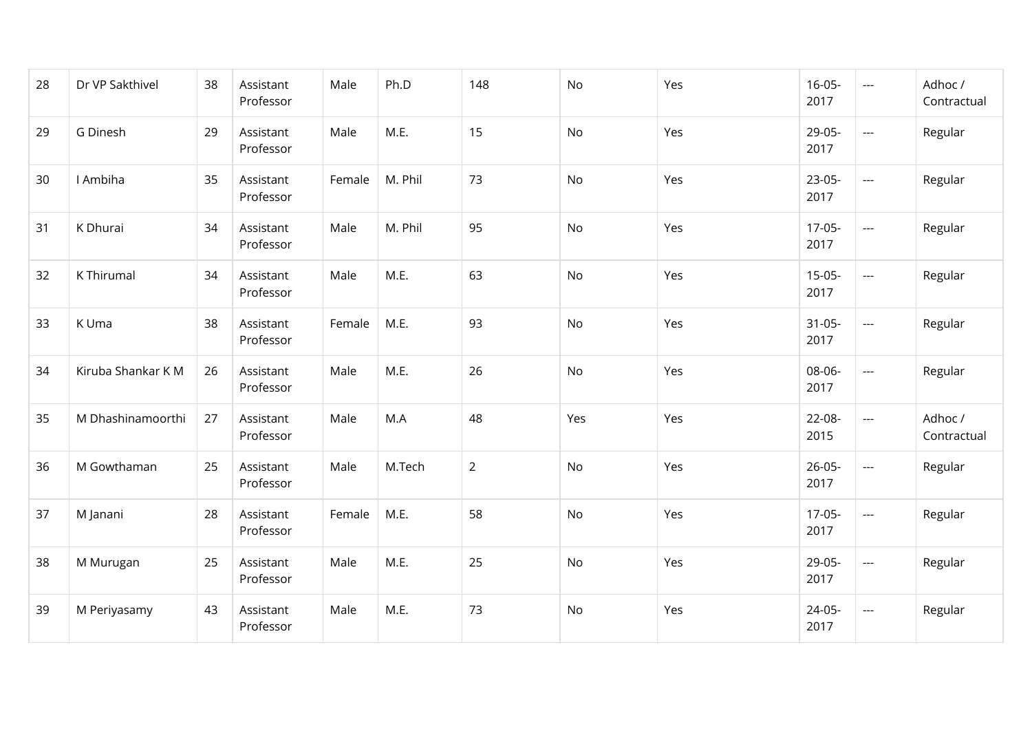| | | | | | | | | | | | |
|---|---|---|---|---|---|---|---|---|---|---|---|
| 28 | Dr VP Sakthivel | 38 | Assistant Professor | Male | Ph.D | 148 | No | Yes | 16-05-2017 | --- | Adhoc / Contractual |
| 29 | G Dinesh | 29 | Assistant Professor | Male | M.E. | 15 | No | Yes | 29-05-2017 | --- | Regular |
| 30 | I Ambiha | 35 | Assistant Professor | Female | M. Phil | 73 | No | Yes | 23-05-2017 | --- | Regular |
| 31 | K Dhurai | 34 | Assistant Professor | Male | M. Phil | 95 | No | Yes | 17-05-2017 | --- | Regular |
| 32 | K Thirumal | 34 | Assistant Professor | Male | M.E. | 63 | No | Yes | 15-05-2017 | --- | Regular |
| 33 | K Uma | 38 | Assistant Professor | Female | M.E. | 93 | No | Yes | 31-05-2017 | --- | Regular |
| 34 | Kiruba Shankar K M | 26 | Assistant Professor | Male | M.E. | 26 | No | Yes | 08-06-2017 | --- | Regular |
| 35 | M Dhashinamoorthi | 27 | Assistant Professor | Male | M.A | 48 | Yes | Yes | 22-08-2015 | --- | Adhoc / Contractual |
| 36 | M Gowthaman | 25 | Assistant Professor | Male | M.Tech | 2 | No | Yes | 26-05-2017 | --- | Regular |
| 37 | M Janani | 28 | Assistant Professor | Female | M.E. | 58 | No | Yes | 17-05-2017 | --- | Regular |
| 38 | M Murugan | 25 | Assistant Professor | Male | M.E. | 25 | No | Yes | 29-05-2017 | --- | Regular |
| 39 | M Periyasamy | 43 | Assistant Professor | Male | M.E. | 73 | No | Yes | 24-05-2017 | --- | Regular |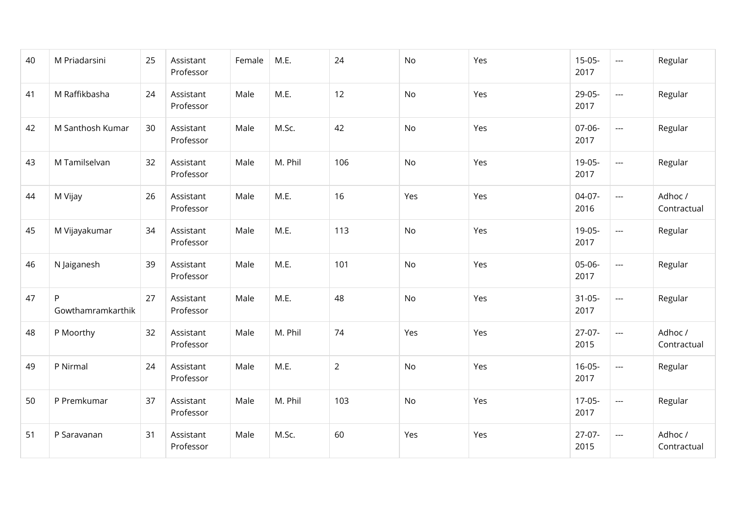| | | | | | | | | | | | |
|---|---|---|---|---|---|---|---|---|---|---|---|
| 40 | M Priadarsini | 25 | Assistant Professor | Female | M.E. | 24 | No | Yes | 15-05-2017 | --- | Regular |
| 41 | M Raffikbasha | 24 | Assistant Professor | Male | M.E. | 12 | No | Yes | 29-05-2017 | --- | Regular |
| 42 | M Santhosh Kumar | 30 | Assistant Professor | Male | M.Sc. | 42 | No | Yes | 07-06-2017 | --- | Regular |
| 43 | M Tamilselvan | 32 | Assistant Professor | Male | M. Phil | 106 | No | Yes | 19-05-2017 | --- | Regular |
| 44 | M Vijay | 26 | Assistant Professor | Male | M.E. | 16 | Yes | Yes | 04-07-2016 | --- | Adhoc / Contractual |
| 45 | M Vijayakumar | 34 | Assistant Professor | Male | M.E. | 113 | No | Yes | 19-05-2017 | --- | Regular |
| 46 | N Jaiganesh | 39 | Assistant Professor | Male | M.E. | 101 | No | Yes | 05-06-2017 | --- | Regular |
| 47 | P Gowthamramkarthik | 27 | Assistant Professor | Male | M.E. | 48 | No | Yes | 31-05-2017 | --- | Regular |
| 48 | P Moorthy | 32 | Assistant Professor | Male | M. Phil | 74 | Yes | Yes | 27-07-2015 | --- | Adhoc / Contractual |
| 49 | P Nirmal | 24 | Assistant Professor | Male | M.E. | 2 | No | Yes | 16-05-2017 | --- | Regular |
| 50 | P Premkumar | 37 | Assistant Professor | Male | M. Phil | 103 | No | Yes | 17-05-2017 | --- | Regular |
| 51 | P Saravanan | 31 | Assistant Professor | Male | M.Sc. | 60 | Yes | Yes | 27-07-2015 | --- | Adhoc / Contractual |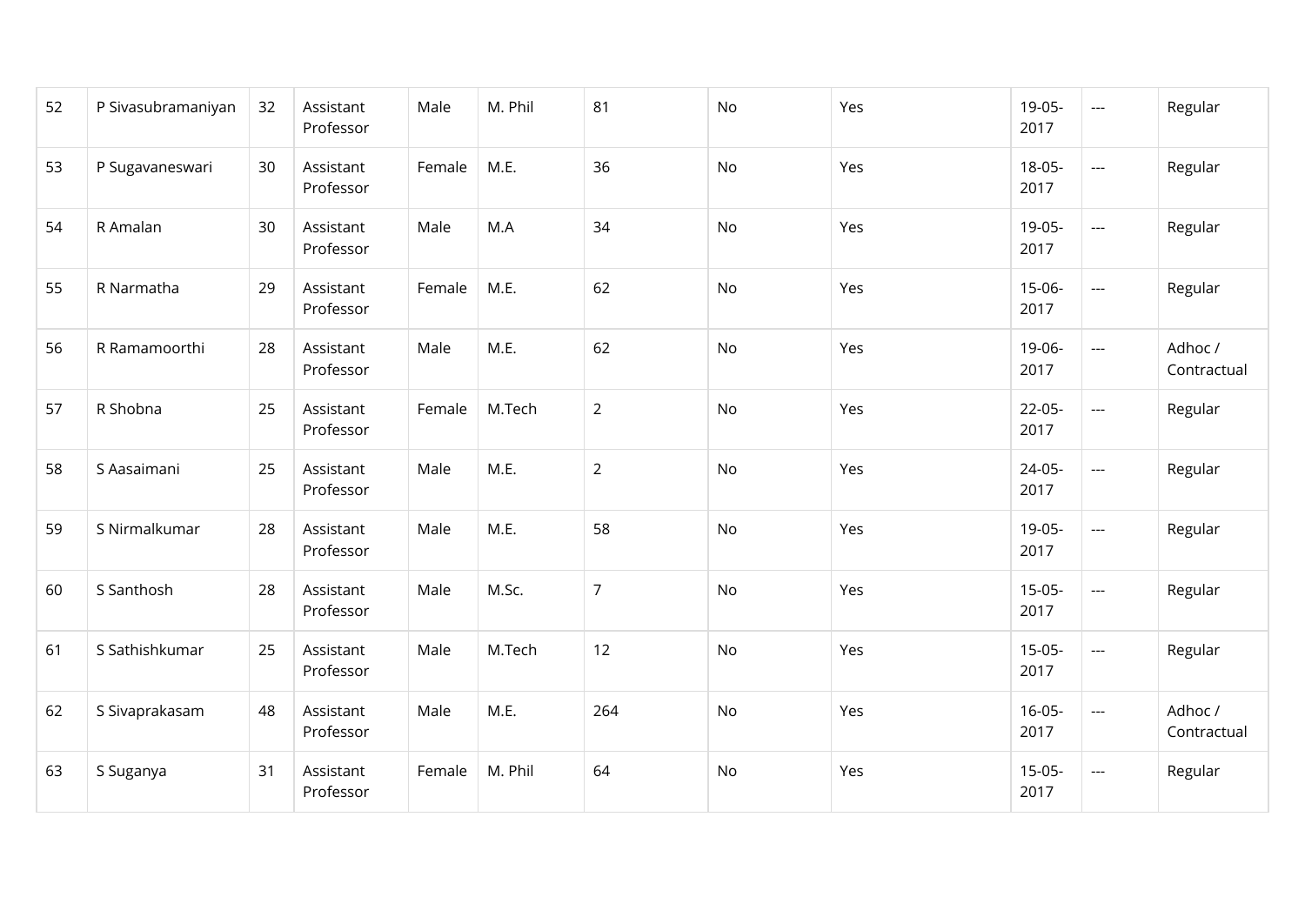| | | | | | | | | | | | |
|---|---|---|---|---|---|---|---|---|---|---|---|
| 52 | P Sivasubramaniyan | 32 | Assistant Professor | Male | M. Phil | 81 | No | Yes | 19-05-2017 | --- | Regular |
| 53 | P Sugavaneswari | 30 | Assistant Professor | Female | M.E. | 36 | No | Yes | 18-05-2017 | --- | Regular |
| 54 | R Amalan | 30 | Assistant Professor | Male | M.A | 34 | No | Yes | 19-05-2017 | --- | Regular |
| 55 | R Narmatha | 29 | Assistant Professor | Female | M.E. | 62 | No | Yes | 15-06-2017 | --- | Regular |
| 56 | R Ramamoorthi | 28 | Assistant Professor | Male | M.E. | 62 | No | Yes | 19-06-2017 | --- | Adhoc / Contractual |
| 57 | R Shobna | 25 | Assistant Professor | Female | M.Tech | 2 | No | Yes | 22-05-2017 | --- | Regular |
| 58 | S Aasaimani | 25 | Assistant Professor | Male | M.E. | 2 | No | Yes | 24-05-2017 | --- | Regular |
| 59 | S Nirmalkumar | 28 | Assistant Professor | Male | M.E. | 58 | No | Yes | 19-05-2017 | --- | Regular |
| 60 | S Santhosh | 28 | Assistant Professor | Male | M.Sc. | 7 | No | Yes | 15-05-2017 | --- | Regular |
| 61 | S Sathishkumar | 25 | Assistant Professor | Male | M.Tech | 12 | No | Yes | 15-05-2017 | --- | Regular |
| 62 | S Sivaprakasam | 48 | Assistant Professor | Male | M.E. | 264 | No | Yes | 16-05-2017 | --- | Adhoc / Contractual |
| 63 | S Suganya | 31 | Assistant Professor | Female | M. Phil | 64 | No | Yes | 15-05-2017 | --- | Regular |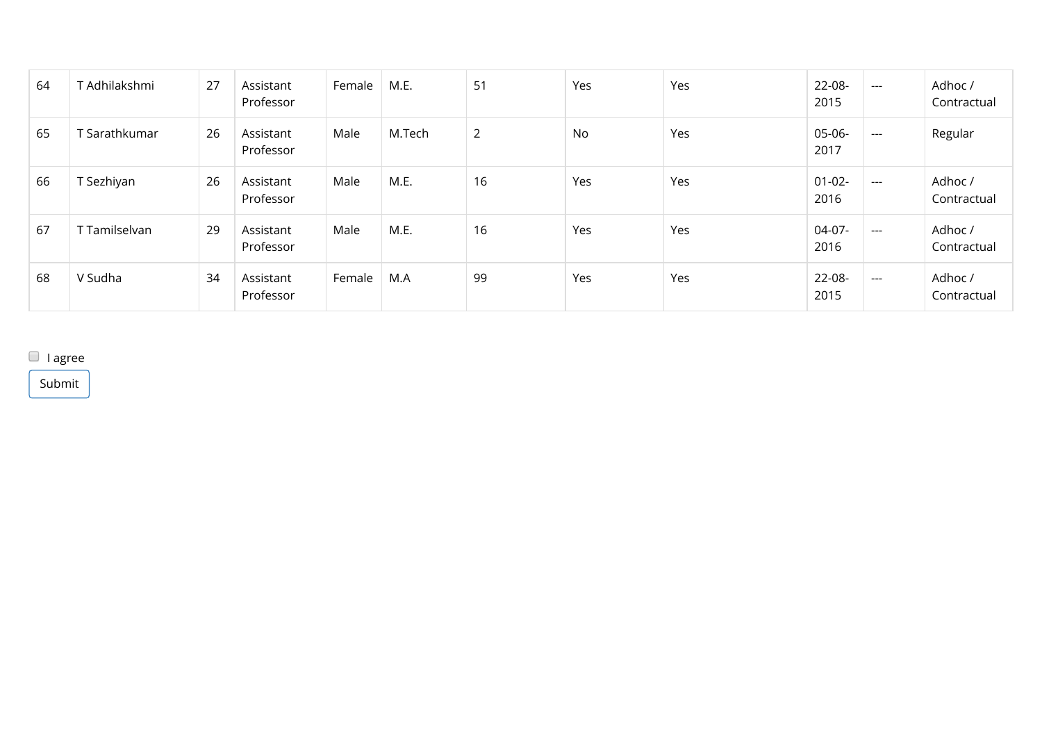| | | | | | | | | | | | |
|---|---|---|---|---|---|---|---|---|---|---|---|
| 64 | T Adhilakshmi | 27 | Assistant Professor | Female | M.E. | 51 | Yes | Yes | 22-08-2015 | --- | Adhoc / Contractual |
| 65 | T Sarathkumar | 26 | Assistant Professor | Male | M.Tech | 2 | No | Yes | 05-06-2017 | --- | Regular |
| 66 | T Sezhiyan | 26 | Assistant Professor | Male | M.E. | 16 | Yes | Yes | 01-02-2016 | --- | Adhoc / Contractual |
| 67 | T Tamilselvan | 29 | Assistant Professor | Male | M.E. | 16 | Yes | Yes | 04-07-2016 | --- | Adhoc / Contractual |
| 68 | V Sudha | 34 | Assistant Professor | Female | M.A | 99 | Yes | Yes | 22-08-2015 | --- | Adhoc / Contractual |

☐ I agree

Submit